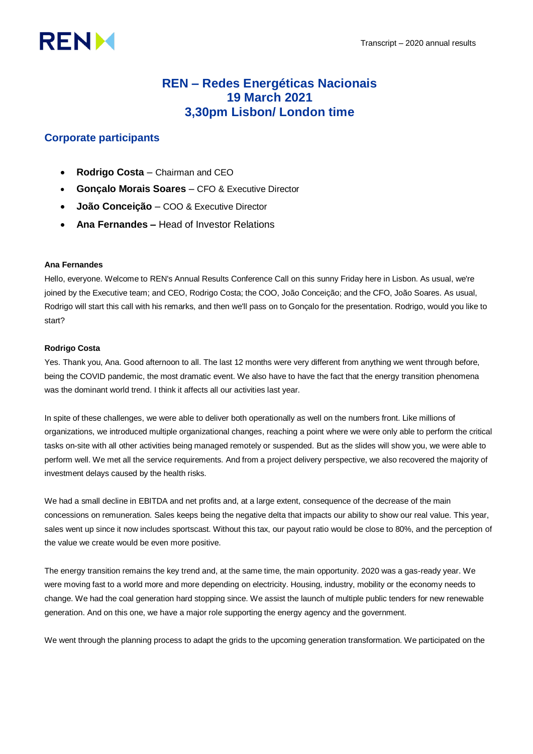# REN – Redes Energéticas Nacionais
# 19 March 2021
# 3,30pm Lisbon/ London time

## Corporate participants

- **Rodrigo Costa** – Chairman and CEO
- **Gonçalo Morais Soares** – CFO & Executive Director
- **João Conceição** – COO & Executive Director
- **Ana Fernandes –** Head of Investor Relations

**Ana Fernandes**

Hello, everyone. Welcome to REN's Annual Results Conference Call on this sunny Friday here in Lisbon. As usual, we're joined by the Executive team; and CEO, Rodrigo Costa; the COO, João Conceição; and the CFO, João Soares. As usual, Rodrigo will start this call with his remarks, and then we'll pass on to Gonçalo for the presentation. Rodrigo, would you like to start?

**Rodrigo Costa**

Yes. Thank you, Ana. Good afternoon to all. The last 12 months were very different from anything we went through before, being the COVID pandemic, the most dramatic event. We also have to have the fact that the energy transition phenomena was the dominant world trend. I think it affects all our activities last year.

In spite of these challenges, we were able to deliver both operationally as well on the numbers front. Like millions of organizations, we introduced multiple organizational changes, reaching a point where we were only able to perform the critical tasks on-site with all other activities being managed remotely or suspended. But as the slides will show you, we were able to perform well. We met all the service requirements. And from a project delivery perspective, we also recovered the majority of investment delays caused by the health risks.

We had a small decline in EBITDA and net profits and, at a large extent, consequence of the decrease of the main concessions on remuneration. Sales keeps being the negative delta that impacts our ability to show our real value. This year, sales went up since it now includes sportscast. Without this tax, our payout ratio would be close to 80%, and the perception of the value we create would be even more positive.

The energy transition remains the key trend and, at the same time, the main opportunity. 2020 was a gas-ready year. We were moving fast to a world more and more depending on electricity. Housing, industry, mobility or the economy needs to change. We had the coal generation hard stopping since. We assist the launch of multiple public tenders for new renewable generation. And on this one, we have a major role supporting the energy agency and the government.

We went through the planning process to adapt the grids to the upcoming generation transformation. We participated on the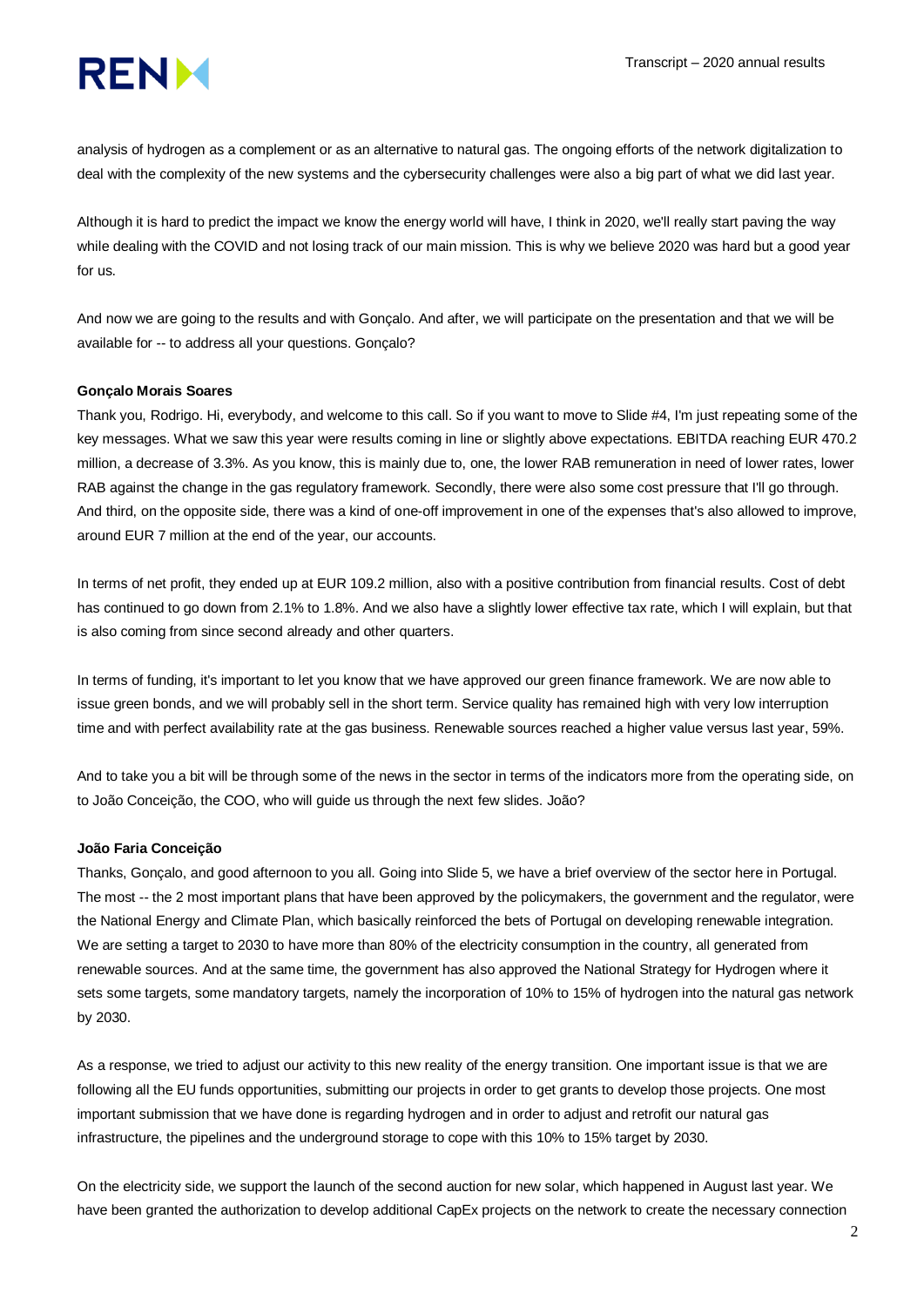analysis of hydrogen as a complement or as an alternative to natural gas. The ongoing efforts of the network digitalization to deal with the complexity of the new systems and the cybersecurity challenges were also a big part of what we did last year.

Although it is hard to predict the impact we know the energy world will have, I think in 2020, we'll really start paving the way while dealing with the COVID and not losing track of our main mission. This is why we believe 2020 was hard but a good year for us.

And now we are going to the results and with Gonçalo. And after, we will participate on the presentation and that we will be available for -- to address all your questions. Gonçalo?

**Gonçalo Morais Soares**

Thank you, Rodrigo. Hi, everybody, and welcome to this call. So if you want to move to Slide #4, I'm just repeating some of the key messages. What we saw this year were results coming in line or slightly above expectations. EBITDA reaching EUR 470.2 million, a decrease of 3.3%. As you know, this is mainly due to, one, the lower RAB remuneration in need of lower rates, lower RAB against the change in the gas regulatory framework. Secondly, there were also some cost pressure that I'll go through. And third, on the opposite side, there was a kind of one-off improvement in one of the expenses that's also allowed to improve, around EUR 7 million at the end of the year, our accounts.

In terms of net profit, they ended up at EUR 109.2 million, also with a positive contribution from financial results. Cost of debt has continued to go down from 2.1% to 1.8%. And we also have a slightly lower effective tax rate, which I will explain, but that is also coming from since second already and other quarters.

In terms of funding, it's important to let you know that we have approved our green finance framework. We are now able to issue green bonds, and we will probably sell in the short term. Service quality has remained high with very low interruption time and with perfect availability rate at the gas business. Renewable sources reached a higher value versus last year, 59%.

And to take you a bit will be through some of the news in the sector in terms of the indicators more from the operating side, on to João Conceição, the COO, who will guide us through the next few slides. João?

**João Faria Conceição**

Thanks, Gonçalo, and good afternoon to you all. Going into Slide 5, we have a brief overview of the sector here in Portugal. The most -- the 2 most important plans that have been approved by the policymakers, the government and the regulator, were the National Energy and Climate Plan, which basically reinforced the bets of Portugal on developing renewable integration. We are setting a target to 2030 to have more than 80% of the electricity consumption in the country, all generated from renewable sources. And at the same time, the government has also approved the National Strategy for Hydrogen where it sets some targets, some mandatory targets, namely the incorporation of 10% to 15% of hydrogen into the natural gas network by 2030.

As a response, we tried to adjust our activity to this new reality of the energy transition. One important issue is that we are following all the EU funds opportunities, submitting our projects in order to get grants to develop those projects. One most important submission that we have done is regarding hydrogen and in order to adjust and retrofit our natural gas infrastructure, the pipelines and the underground storage to cope with this 10% to 15% target by 2030.

On the electricity side, we support the launch of the second auction for new solar, which happened in August last year. We have been granted the authorization to develop additional CapEx projects on the network to create the necessary connection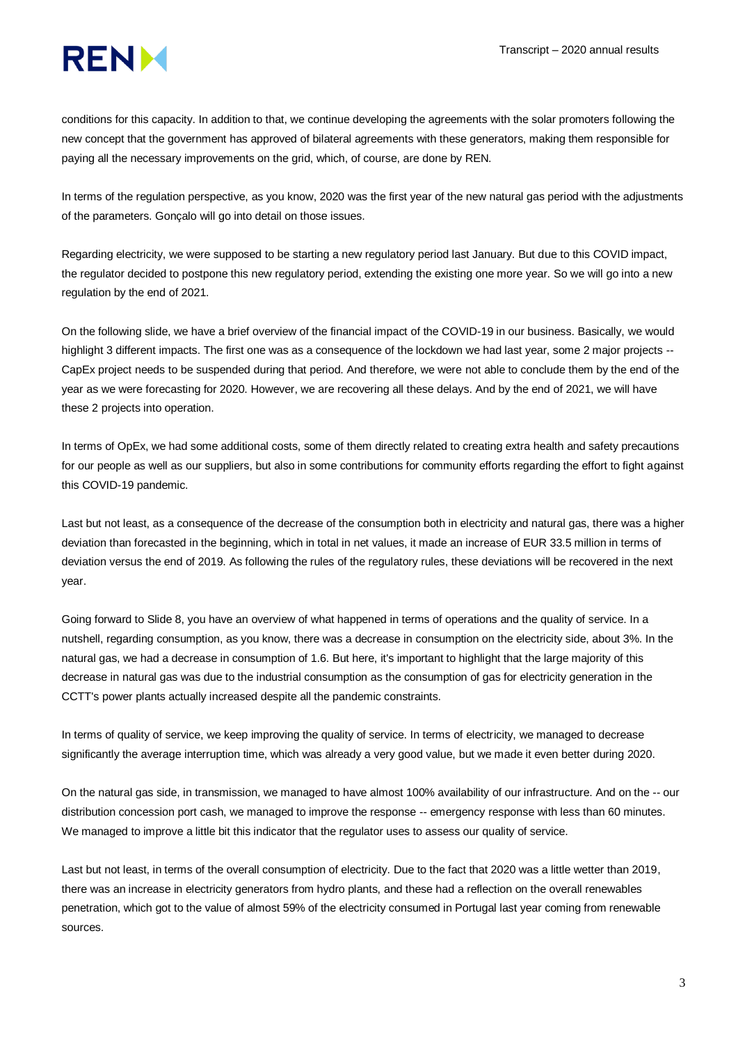conditions for this capacity. In addition to that, we continue developing the agreements with the solar promoters following the new concept that the government has approved of bilateral agreements with these generators, making them responsible for paying all the necessary improvements on the grid, which, of course, are done by REN.

In terms of the regulation perspective, as you know, 2020 was the first year of the new natural gas period with the adjustments of the parameters. Gonçalo will go into detail on those issues.

Regarding electricity, we were supposed to be starting a new regulatory period last January. But due to this COVID impact, the regulator decided to postpone this new regulatory period, extending the existing one more year. So we will go into a new regulation by the end of 2021.

On the following slide, we have a brief overview of the financial impact of the COVID-19 in our business. Basically, we would highlight 3 different impacts. The first one was as a consequence of the lockdown we had last year, some 2 major projects -- CapEx project needs to be suspended during that period. And therefore, we were not able to conclude them by the end of the year as we were forecasting for 2020. However, we are recovering all these delays. And by the end of 2021, we will have these 2 projects into operation.

In terms of OpEx, we had some additional costs, some of them directly related to creating extra health and safety precautions for our people as well as our suppliers, but also in some contributions for community efforts regarding the effort to fight against this COVID-19 pandemic.

Last but not least, as a consequence of the decrease of the consumption both in electricity and natural gas, there was a higher deviation than forecasted in the beginning, which in total in net values, it made an increase of EUR 33.5 million in terms of deviation versus the end of 2019. As following the rules of the regulatory rules, these deviations will be recovered in the next year.

Going forward to Slide 8, you have an overview of what happened in terms of operations and the quality of service. In a nutshell, regarding consumption, as you know, there was a decrease in consumption on the electricity side, about 3%. In the natural gas, we had a decrease in consumption of 1.6. But here, it's important to highlight that the large majority of this decrease in natural gas was due to the industrial consumption as the consumption of gas for electricity generation in the CCTT's power plants actually increased despite all the pandemic constraints.

In terms of quality of service, we keep improving the quality of service. In terms of electricity, we managed to decrease significantly the average interruption time, which was already a very good value, but we made it even better during 2020.

On the natural gas side, in transmission, we managed to have almost 100% availability of our infrastructure. And on the -- our distribution concession port cash, we managed to improve the response -- emergency response with less than 60 minutes. We managed to improve a little bit this indicator that the regulator uses to assess our quality of service.

Last but not least, in terms of the overall consumption of electricity. Due to the fact that 2020 was a little wetter than 2019, there was an increase in electricity generators from hydro plants, and these had a reflection on the overall renewables penetration, which got to the value of almost 59% of the electricity consumed in Portugal last year coming from renewable sources.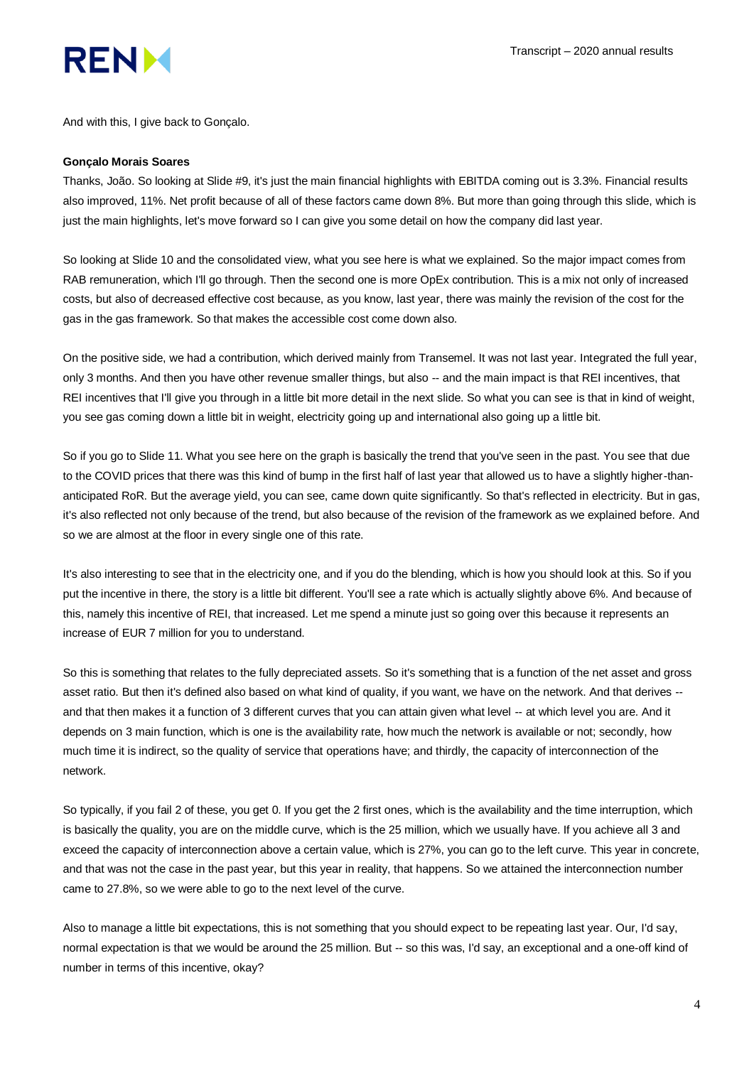And with this, I give back to Gonçalo.

**Gonçalo Morais Soares**

Thanks, João. So looking at Slide #9, it's just the main financial highlights with EBITDA coming out is 3.3%. Financial results also improved, 11%. Net profit because of all of these factors came down 8%. But more than going through this slide, which is just the main highlights, let's move forward so I can give you some detail on how the company did last year.

So looking at Slide 10 and the consolidated view, what you see here is what we explained. So the major impact comes from RAB remuneration, which I'll go through. Then the second one is more OpEx contribution. This is a mix not only of increased costs, but also of decreased effective cost because, as you know, last year, there was mainly the revision of the cost for the gas in the gas framework. So that makes the accessible cost come down also.

On the positive side, we had a contribution, which derived mainly from Transemel. It was not last year. Integrated the full year, only 3 months. And then you have other revenue smaller things, but also -- and the main impact is that REI incentives, that REI incentives that I'll give you through in a little bit more detail in the next slide. So what you can see is that in kind of weight, you see gas coming down a little bit in weight, electricity going up and international also going up a little bit.

So if you go to Slide 11. What you see here on the graph is basically the trend that you've seen in the past. You see that due to the COVID prices that there was this kind of bump in the first half of last year that allowed us to have a slightly higher-than-anticipated RoR. But the average yield, you can see, came down quite significantly. So that's reflected in electricity. But in gas, it's also reflected not only because of the trend, but also because of the revision of the framework as we explained before. And so we are almost at the floor in every single one of this rate.

It's also interesting to see that in the electricity one, and if you do the blending, which is how you should look at this. So if you put the incentive in there, the story is a little bit different. You'll see a rate which is actually slightly above 6%. And because of this, namely this incentive of REI, that increased. Let me spend a minute just so going over this because it represents an increase of EUR 7 million for you to understand.

So this is something that relates to the fully depreciated assets. So it's something that is a function of the net asset and gross asset ratio. But then it's defined also based on what kind of quality, if you want, we have on the network. And that derives -- and that then makes it a function of 3 different curves that you can attain given what level -- at which level you are. And it depends on 3 main function, which is one is the availability rate, how much the network is available or not; secondly, how much time it is indirect, so the quality of service that operations have; and thirdly, the capacity of interconnection of the network.

So typically, if you fail 2 of these, you get 0. If you get the 2 first ones, which is the availability and the time interruption, which is basically the quality, you are on the middle curve, which is the 25 million, which we usually have. If you achieve all 3 and exceed the capacity of interconnection above a certain value, which is 27%, you can go to the left curve. This year in concrete, and that was not the case in the past year, but this year in reality, that happens. So we attained the interconnection number came to 27.8%, so we were able to go to the next level of the curve.

Also to manage a little bit expectations, this is not something that you should expect to be repeating last year. Our, I'd say, normal expectation is that we would be around the 25 million. But -- so this was, I'd say, an exceptional and a one-off kind of number in terms of this incentive, okay?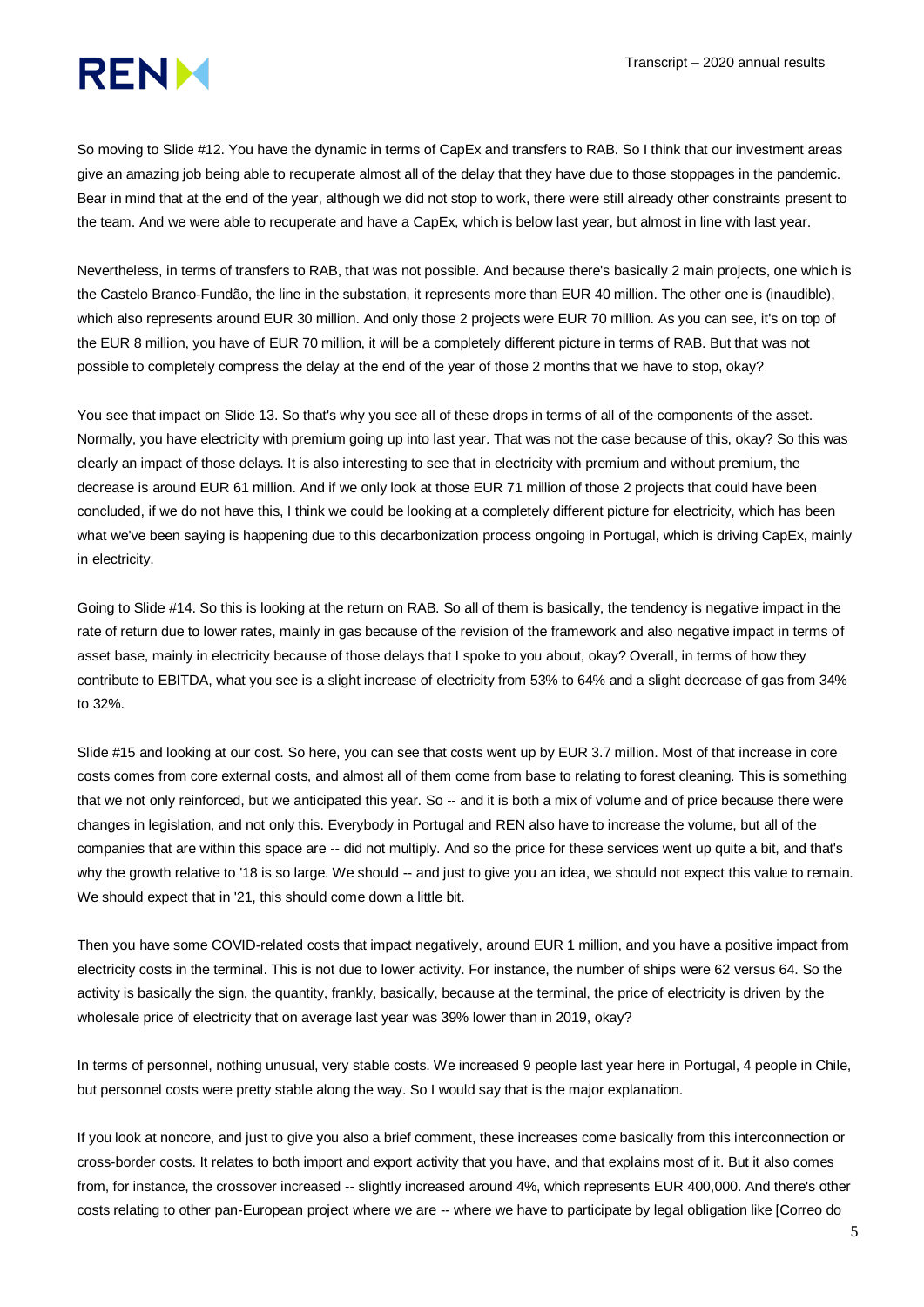So moving to Slide #12. You have the dynamic in terms of CapEx and transfers to RAB. So I think that our investment areas give an amazing job being able to recuperate almost all of the delay that they have due to those stoppages in the pandemic. Bear in mind that at the end of the year, although we did not stop to work, there were still already other constraints present to the team. And we were able to recuperate and have a CapEx, which is below last year, but almost in line with last year.

Nevertheless, in terms of transfers to RAB, that was not possible. And because there's basically 2 main projects, one which is the Castelo Branco-Fundão, the line in the substation, it represents more than EUR 40 million. The other one is (inaudible), which also represents around EUR 30 million. And only those 2 projects were EUR 70 million. As you can see, it's on top of the EUR 8 million, you have of EUR 70 million, it will be a completely different picture in terms of RAB. But that was not possible to completely compress the delay at the end of the year of those 2 months that we have to stop, okay?

You see that impact on Slide 13. So that's why you see all of these drops in terms of all of the components of the asset. Normally, you have electricity with premium going up into last year. That was not the case because of this, okay? So this was clearly an impact of those delays. It is also interesting to see that in electricity with premium and without premium, the decrease is around EUR 61 million. And if we only look at those EUR 71 million of those 2 projects that could have been concluded, if we do not have this, I think we could be looking at a completely different picture for electricity, which has been what we've been saying is happening due to this decarbonization process ongoing in Portugal, which is driving CapEx, mainly in electricity.

Going to Slide #14. So this is looking at the return on RAB. So all of them is basically, the tendency is negative impact in the rate of return due to lower rates, mainly in gas because of the revision of the framework and also negative impact in terms of asset base, mainly in electricity because of those delays that I spoke to you about, okay? Overall, in terms of how they contribute to EBITDA, what you see is a slight increase of electricity from 53% to 64% and a slight decrease of gas from 34% to 32%.

Slide #15 and looking at our cost. So here, you can see that costs went up by EUR 3.7 million. Most of that increase in core costs comes from core external costs, and almost all of them come from base to relating to forest cleaning. This is something that we not only reinforced, but we anticipated this year. So -- and it is both a mix of volume and of price because there were changes in legislation, and not only this. Everybody in Portugal and REN also have to increase the volume, but all of the companies that are within this space are -- did not multiply. And so the price for these services went up quite a bit, and that's why the growth relative to '18 is so large. We should -- and just to give you an idea, we should not expect this value to remain. We should expect that in '21, this should come down a little bit.

Then you have some COVID-related costs that impact negatively, around EUR 1 million, and you have a positive impact from electricity costs in the terminal. This is not due to lower activity. For instance, the number of ships were 62 versus 64. So the activity is basically the sign, the quantity, frankly, basically, because at the terminal, the price of electricity is driven by the wholesale price of electricity that on average last year was 39% lower than in 2019, okay?

In terms of personnel, nothing unusual, very stable costs. We increased 9 people last year here in Portugal, 4 people in Chile, but personnel costs were pretty stable along the way. So I would say that is the major explanation.

If you look at noncore, and just to give you also a brief comment, these increases come basically from this interconnection or cross-border costs. It relates to both import and export activity that you have, and that explains most of it. But it also comes from, for instance, the crossover increased -- slightly increased around 4%, which represents EUR 400,000. And there's other costs relating to other pan-European project where we are -- where we have to participate by legal obligation like [Correo do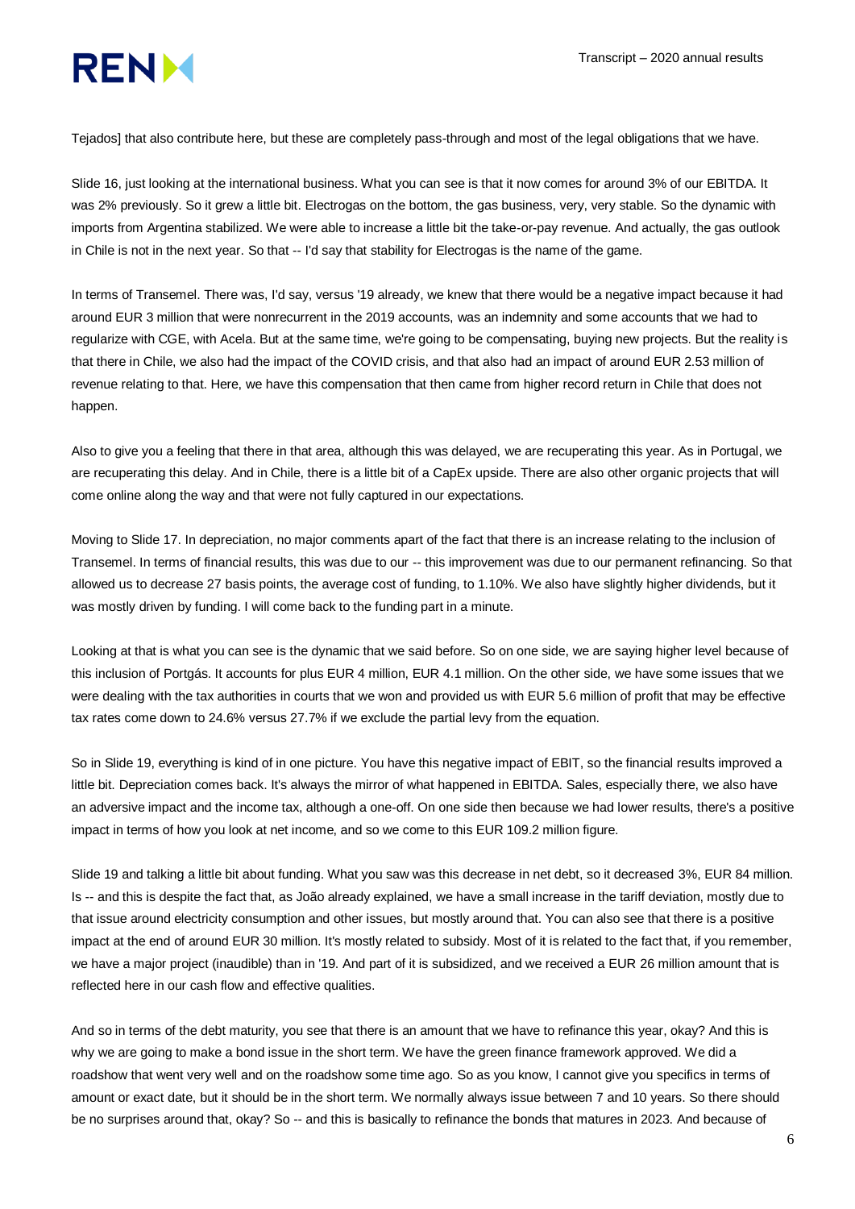Tejados] that also contribute here, but these are completely pass-through and most of the legal obligations that we have.

Slide 16, just looking at the international business. What you can see is that it now comes for around 3% of our EBITDA. It was 2% previously. So it grew a little bit. Electrogas on the bottom, the gas business, very, very stable. So the dynamic with imports from Argentina stabilized. We were able to increase a little bit the take-or-pay revenue. And actually, the gas outlook in Chile is not in the next year. So that -- I'd say that stability for Electrogas is the name of the game.

In terms of Transemel. There was, I'd say, versus '19 already, we knew that there would be a negative impact because it had around EUR 3 million that were nonrecurrent in the 2019 accounts, was an indemnity and some accounts that we had to regularize with CGE, with Acela. But at the same time, we're going to be compensating, buying new projects. But the reality is that there in Chile, we also had the impact of the COVID crisis, and that also had an impact of around EUR 2.53 million of revenue relating to that. Here, we have this compensation that then came from higher record return in Chile that does not happen.

Also to give you a feeling that there in that area, although this was delayed, we are recuperating this year. As in Portugal, we are recuperating this delay. And in Chile, there is a little bit of a CapEx upside. There are also other organic projects that will come online along the way and that were not fully captured in our expectations.

Moving to Slide 17. In depreciation, no major comments apart of the fact that there is an increase relating to the inclusion of Transemel. In terms of financial results, this was due to our -- this improvement was due to our permanent refinancing. So that allowed us to decrease 27 basis points, the average cost of funding, to 1.10%. We also have slightly higher dividends, but it was mostly driven by funding. I will come back to the funding part in a minute.

Looking at that is what you can see is the dynamic that we said before. So on one side, we are saying higher level because of this inclusion of Portgás. It accounts for plus EUR 4 million, EUR 4.1 million. On the other side, we have some issues that we were dealing with the tax authorities in courts that we won and provided us with EUR 5.6 million of profit that may be effective tax rates come down to 24.6% versus 27.7% if we exclude the partial levy from the equation.

So in Slide 19, everything is kind of in one picture. You have this negative impact of EBIT, so the financial results improved a little bit. Depreciation comes back. It's always the mirror of what happened in EBITDA. Sales, especially there, we also have an adversive impact and the income tax, although a one-off. On one side then because we had lower results, there's a positive impact in terms of how you look at net income, and so we come to this EUR 109.2 million figure.

Slide 19 and talking a little bit about funding. What you saw was this decrease in net debt, so it decreased 3%, EUR 84 million. Is -- and this is despite the fact that, as João already explained, we have a small increase in the tariff deviation, mostly due to that issue around electricity consumption and other issues, but mostly around that. You can also see that there is a positive impact at the end of around EUR 30 million. It's mostly related to subsidy. Most of it is related to the fact that, if you remember, we have a major project (inaudible) than in '19. And part of it is subsidized, and we received a EUR 26 million amount that is reflected here in our cash flow and effective qualities.

And so in terms of the debt maturity, you see that there is an amount that we have to refinance this year, okay? And this is why we are going to make a bond issue in the short term. We have the green finance framework approved. We did a roadshow that went very well and on the roadshow some time ago. So as you know, I cannot give you specifics in terms of amount or exact date, but it should be in the short term. We normally always issue between 7 and 10 years. So there should be no surprises around that, okay? So -- and this is basically to refinance the bonds that matures in 2023. And because of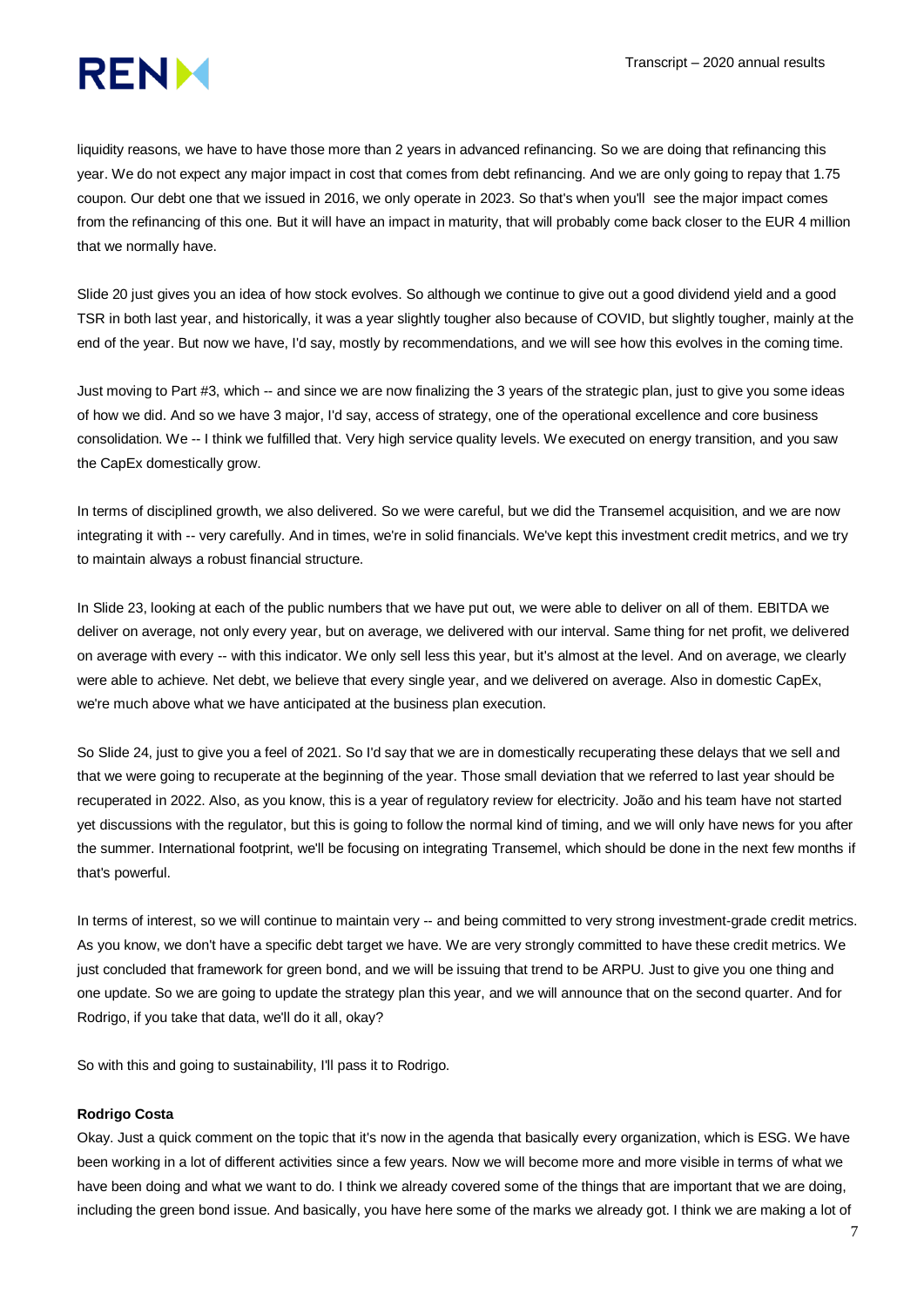liquidity reasons, we have to have those more than 2 years in advanced refinancing. So we are doing that refinancing this year. We do not expect any major impact in cost that comes from debt refinancing. And we are only going to repay that 1.75 coupon. Our debt one that we issued in 2016, we only operate in 2023. So that's when you'll see the major impact comes from the refinancing of this one. But it will have an impact in maturity, that will probably come back closer to the EUR 4 million that we normally have.

Slide 20 just gives you an idea of how stock evolves. So although we continue to give out a good dividend yield and a good TSR in both last year, and historically, it was a year slightly tougher also because of COVID, but slightly tougher, mainly at the end of the year. But now we have, I'd say, mostly by recommendations, and we will see how this evolves in the coming time.

Just moving to Part #3, which -- and since we are now finalizing the 3 years of the strategic plan, just to give you some ideas of how we did. And so we have 3 major, I'd say, access of strategy, one of the operational excellence and core business consolidation. We -- I think we fulfilled that. Very high service quality levels. We executed on energy transition, and you saw the CapEx domestically grow.

In terms of disciplined growth, we also delivered. So we were careful, but we did the Transemel acquisition, and we are now integrating it with -- very carefully. And in times, we're in solid financials. We've kept this investment credit metrics, and we try to maintain always a robust financial structure.

In Slide 23, looking at each of the public numbers that we have put out, we were able to deliver on all of them. EBITDA we deliver on average, not only every year, but on average, we delivered with our interval. Same thing for net profit, we delivered on average with every -- with this indicator. We only sell less this year, but it's almost at the level. And on average, we clearly were able to achieve. Net debt, we believe that every single year, and we delivered on average. Also in domestic CapEx, we're much above what we have anticipated at the business plan execution.

So Slide 24, just to give you a feel of 2021. So I'd say that we are in domestically recuperating these delays that we sell and that we were going to recuperate at the beginning of the year. Those small deviation that we referred to last year should be recuperated in 2022. Also, as you know, this is a year of regulatory review for electricity. João and his team have not started yet discussions with the regulator, but this is going to follow the normal kind of timing, and we will only have news for you after the summer. International footprint, we'll be focusing on integrating Transemel, which should be done in the next few months if that's powerful.

In terms of interest, so we will continue to maintain very -- and being committed to very strong investment-grade credit metrics. As you know, we don't have a specific debt target we have. We are very strongly committed to have these credit metrics. We just concluded that framework for green bond, and we will be issuing that trend to be ARPU. Just to give you one thing and one update. So we are going to update the strategy plan this year, and we will announce that on the second quarter. And for Rodrigo, if you take that data, we'll do it all, okay?

So with this and going to sustainability, I'll pass it to Rodrigo.

**Rodrigo Costa**

Okay. Just a quick comment on the topic that it's now in the agenda that basically every organization, which is ESG. We have been working in a lot of different activities since a few years. Now we will become more and more visible in terms of what we have been doing and what we want to do. I think we already covered some of the things that are important that we are doing, including the green bond issue. And basically, you have here some of the marks we already got. I think we are making a lot of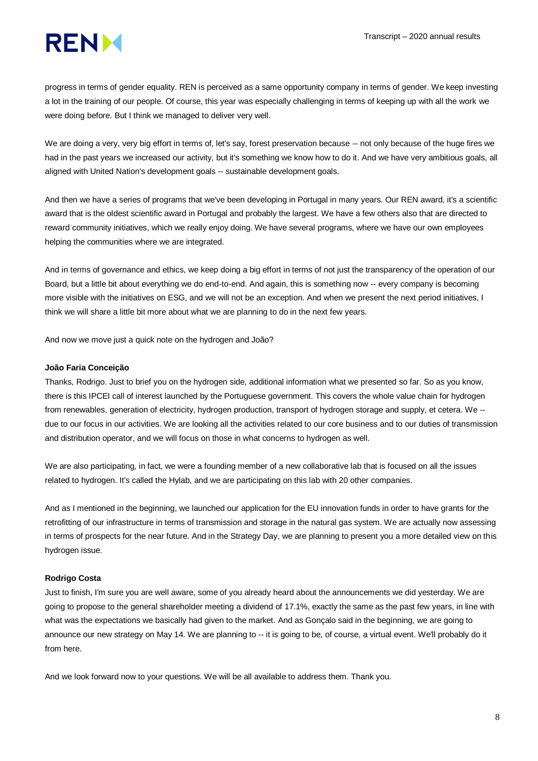progress in terms of gender equality. REN is perceived as a same opportunity company in terms of gender. We keep investing a lot in the training of our people. Of course, this year was especially challenging in terms of keeping up with all the work we were doing before. But I think we managed to deliver very well.

We are doing a very, very big effort in terms of, let's say, forest preservation because -- not only because of the huge fires we had in the past years we increased our activity, but it's something we know how to do it. And we have very ambitious goals, all aligned with United Nation's development goals -- sustainable development goals.

And then we have a series of programs that we've been developing in Portugal in many years. Our REN award, it's a scientific award that is the oldest scientific award in Portugal and probably the largest. We have a few others also that are directed to reward community initiatives, which we really enjoy doing. We have several programs, where we have our own employees helping the communities where we are integrated.

And in terms of governance and ethics, we keep doing a big effort in terms of not just the transparency of the operation of our Board, but a little bit about everything we do end-to-end. And again, this is something now -- every company is becoming more visible with the initiatives on ESG, and we will not be an exception. And when we present the next period initiatives, I think we will share a little bit more about what we are planning to do in the next few years.

And now we move just a quick note on the hydrogen and João?

**João Faria Conceição**

Thanks, Rodrigo. Just to brief you on the hydrogen side, additional information what we presented so far. So as you know, there is this IPCEI call of interest launched by the Portuguese government. This covers the whole value chain for hydrogen from renewables, generation of electricity, hydrogen production, transport of hydrogen storage and supply, et cetera. We -- due to our focus in our activities. We are looking all the activities related to our core business and to our duties of transmission and distribution operator, and we will focus on those in what concerns to hydrogen as well.

We are also participating, in fact, we were a founding member of a new collaborative lab that is focused on all the issues related to hydrogen. It's called the Hylab, and we are participating on this lab with 20 other companies.

And as I mentioned in the beginning, we launched our application for the EU innovation funds in order to have grants for the retrofitting of our infrastructure in terms of transmission and storage in the natural gas system. We are actually now assessing in terms of prospects for the near future. And in the Strategy Day, we are planning to present you a more detailed view on this hydrogen issue.

**Rodrigo Costa**

Just to finish, I'm sure you are well aware, some of you already heard about the announcements we did yesterday. We are going to propose to the general shareholder meeting a dividend of 17.1%, exactly the same as the past few years, in line with what was the expectations we basically had given to the market. And as Gonçalo said in the beginning, we are going to announce our new strategy on May 14. We are planning to -- it is going to be, of course, a virtual event. We'll probably do it from here.

And we look forward now to your questions. We will be all available to address them. Thank you.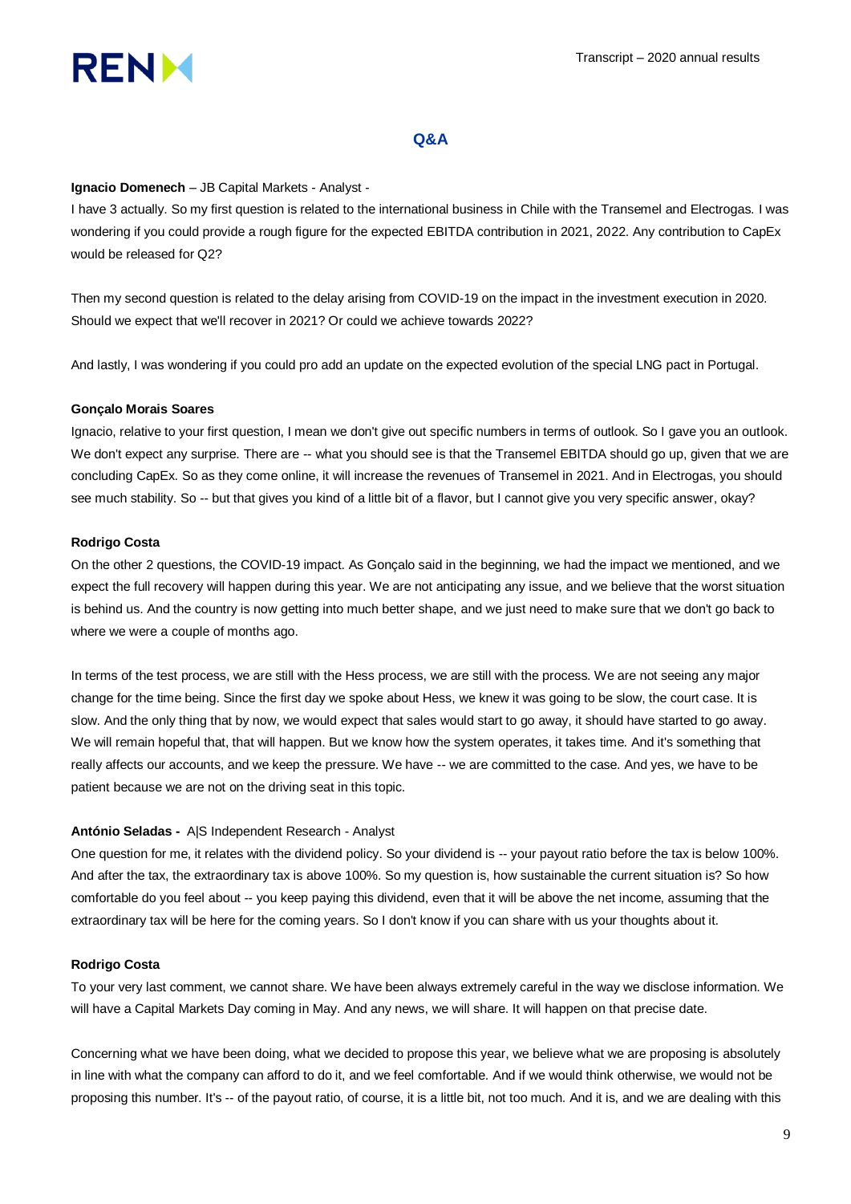## Q&A

**Ignacio Domenech** – JB Capital Markets - Analyst -

I have 3 actually. So my first question is related to the international business in Chile with the Transemel and Electrogas. I was wondering if you could provide a rough figure for the expected EBITDA contribution in 2021, 2022. Any contribution to CapEx would be released for Q2?

Then my second question is related to the delay arising from COVID-19 on the impact in the investment execution in 2020. Should we expect that we'll recover in 2021? Or could we achieve towards 2022?

And lastly, I was wondering if you could pro add an update on the expected evolution of the special LNG pact in Portugal.

**Gonçalo Morais Soares**

Ignacio, relative to your first question, I mean we don't give out specific numbers in terms of outlook. So I gave you an outlook. We don't expect any surprise. There are -- what you should see is that the Transemel EBITDA should go up, given that we are concluding CapEx. So as they come online, it will increase the revenues of Transemel in 2021. And in Electrogas, you should see much stability. So -- but that gives you kind of a little bit of a flavor, but I cannot give you very specific answer, okay?

**Rodrigo Costa**

On the other 2 questions, the COVID-19 impact. As Gonçalo said in the beginning, we had the impact we mentioned, and we expect the full recovery will happen during this year. We are not anticipating any issue, and we believe that the worst situation is behind us. And the country is now getting into much better shape, and we just need to make sure that we don't go back to where we were a couple of months ago.

In terms of the test process, we are still with the Hess process, we are still with the process. We are not seeing any major change for the time being. Since the first day we spoke about Hess, we knew it was going to be slow, the court case. It is slow. And the only thing that by now, we would expect that sales would start to go away, it should have started to go away. We will remain hopeful that, that will happen. But we know how the system operates, it takes time. And it's something that really affects our accounts, and we keep the pressure. We have -- we are committed to the case. And yes, we have to be patient because we are not on the driving seat in this topic.

**António Seladas -** A|S Independent Research - Analyst

One question for me, it relates with the dividend policy. So your dividend is -- your payout ratio before the tax is below 100%. And after the tax, the extraordinary tax is above 100%. So my question is, how sustainable the current situation is? So how comfortable do you feel about -- you keep paying this dividend, even that it will be above the net income, assuming that the extraordinary tax will be here for the coming years. So I don't know if you can share with us your thoughts about it.

**Rodrigo Costa**

To your very last comment, we cannot share. We have been always extremely careful in the way we disclose information. We will have a Capital Markets Day coming in May. And any news, we will share. It will happen on that precise date.

Concerning what we have been doing, what we decided to propose this year, we believe what we are proposing is absolutely in line with what the company can afford to do it, and we feel comfortable. And if we would think otherwise, we would not be proposing this number. It's -- of the payout ratio, of course, it is a little bit, not too much. And it is, and we are dealing with this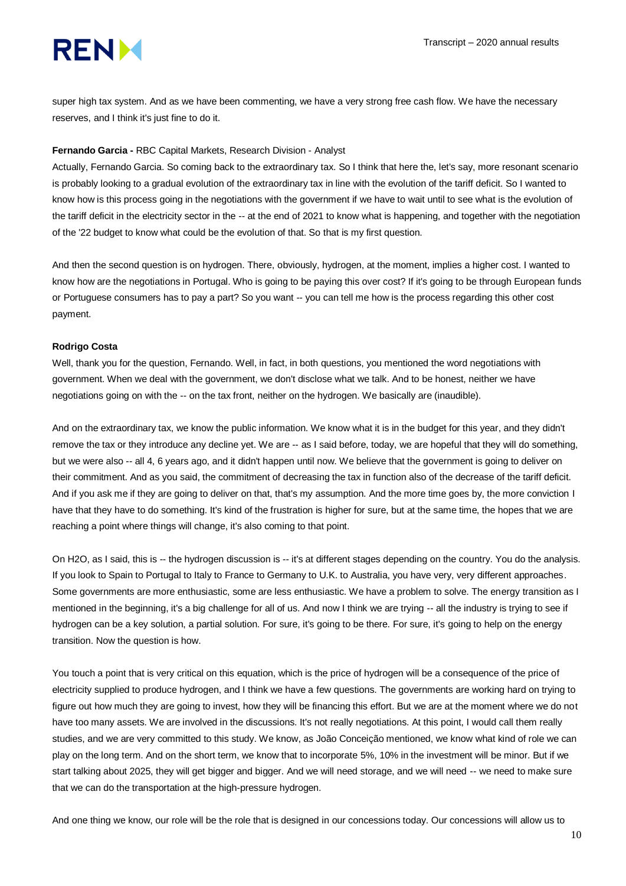super high tax system. And as we have been commenting, we have a very strong free cash flow. We have the necessary reserves, and I think it's just fine to do it.

**Fernando Garcia -** RBC Capital Markets, Research Division - Analyst

Actually, Fernando Garcia. So coming back to the extraordinary tax. So I think that here the, let's say, more resonant scenario is probably looking to a gradual evolution of the extraordinary tax in line with the evolution of the tariff deficit. So I wanted to know how is this process going in the negotiations with the government if we have to wait until to see what is the evolution of the tariff deficit in the electricity sector in the -- at the end of 2021 to know what is happening, and together with the negotiation of the '22 budget to know what could be the evolution of that. So that is my first question.

And then the second question is on hydrogen. There, obviously, hydrogen, at the moment, implies a higher cost. I wanted to know how are the negotiations in Portugal. Who is going to be paying this over cost? If it's going to be through European funds or Portuguese consumers has to pay a part? So you want -- you can tell me how is the process regarding this other cost payment.

**Rodrigo Costa**

Well, thank you for the question, Fernando. Well, in fact, in both questions, you mentioned the word negotiations with government. When we deal with the government, we don't disclose what we talk. And to be honest, neither we have negotiations going on with the -- on the tax front, neither on the hydrogen. We basically are (inaudible).

And on the extraordinary tax, we know the public information. We know what it is in the budget for this year, and they didn't remove the tax or they introduce any decline yet. We are -- as I said before, today, we are hopeful that they will do something, but we were also -- all 4, 6 years ago, and it didn't happen until now. We believe that the government is going to deliver on their commitment. And as you said, the commitment of decreasing the tax in function also of the decrease of the tariff deficit. And if you ask me if they are going to deliver on that, that's my assumption. And the more time goes by, the more conviction I have that they have to do something. It's kind of the frustration is higher for sure, but at the same time, the hopes that we are reaching a point where things will change, it's also coming to that point.

On $H_2O$, as I said, this is -- the hydrogen discussion is -- it's at different stages depending on the country. You do the analysis. If you look to Spain to Portugal to Italy to France to Germany to U.K. to Australia, you have very, very different approaches. Some governments are more enthusiastic, some are less enthusiastic. We have a problem to solve. The energy transition as I mentioned in the beginning, it's a big challenge for all of us. And now I think we are trying -- all the industry is trying to see if hydrogen can be a key solution, a partial solution. For sure, it's going to be there. For sure, it's going to help on the energy transition. Now the question is how.

You touch a point that is very critical on this equation, which is the price of hydrogen will be a consequence of the price of electricity supplied to produce hydrogen, and I think we have a few questions. The governments are working hard on trying to figure out how much they are going to invest, how they will be financing this effort. But we are at the moment where we do not have too many assets. We are involved in the discussions. It's not really negotiations. At this point, I would call them really studies, and we are very committed to this study. We know, as João Conceição mentioned, we know what kind of role we can play on the long term. And on the short term, we know that to incorporate 5%, 10% in the investment will be minor. But if we start talking about 2025, they will get bigger and bigger. And we will need storage, and we will need -- we need to make sure that we can do the transportation at the high-pressure hydrogen.

And one thing we know, our role will be the role that is designed in our concessions today. Our concessions will allow us to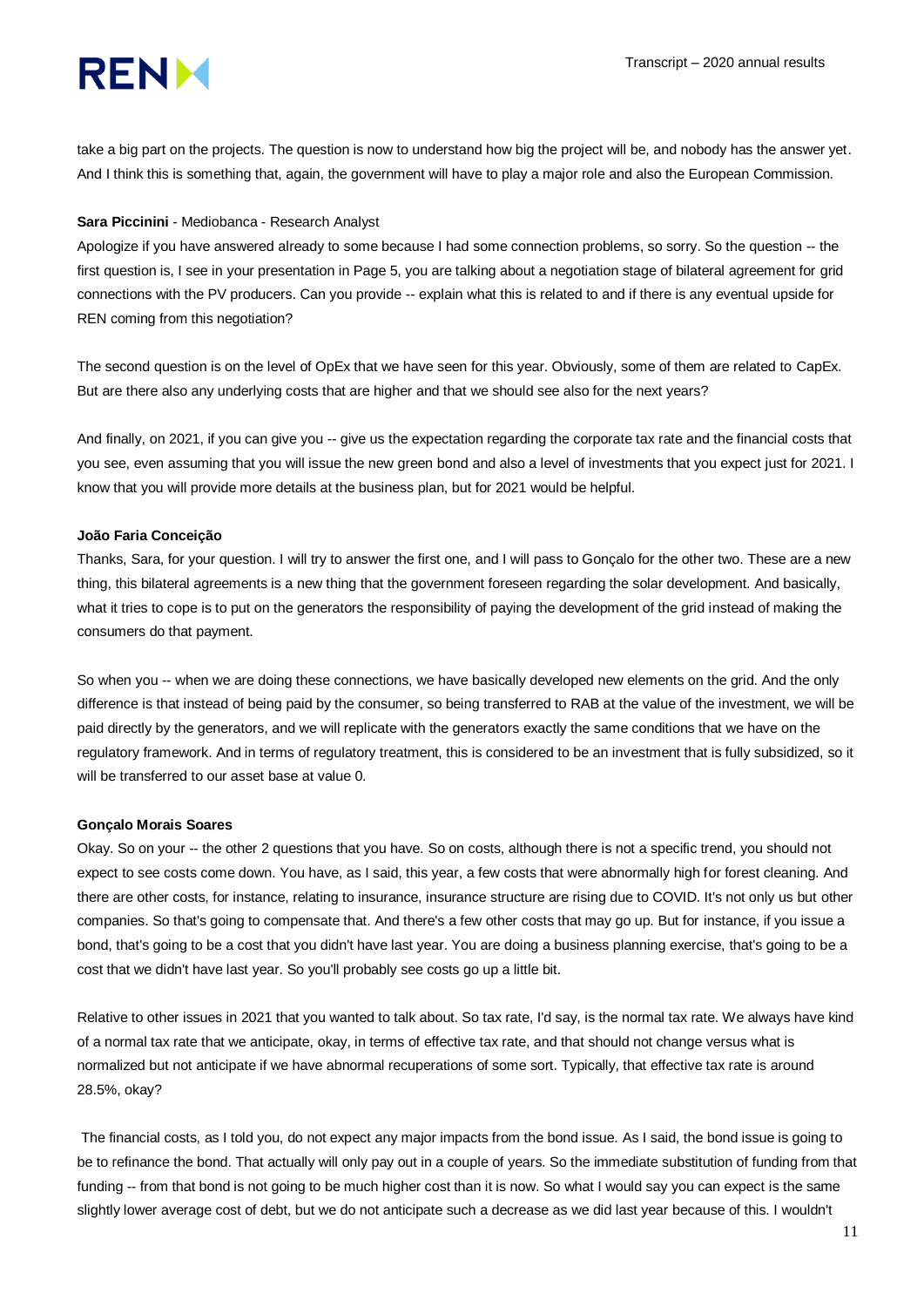take a big part on the projects. The question is now to understand how big the project will be, and nobody has the answer yet. And I think this is something that, again, the government will have to play a major role and also the European Commission.

**Sara Piccinini** - Mediobanca - Research Analyst

Apologize if you have answered already to some because I had some connection problems, so sorry. So the question -- the first question is, I see in your presentation in Page 5, you are talking about a negotiation stage of bilateral agreement for grid connections with the PV producers. Can you provide -- explain what this is related to and if there is any eventual upside for REN coming from this negotiation?

The second question is on the level of OpEx that we have seen for this year. Obviously, some of them are related to CapEx. But are there also any underlying costs that are higher and that we should see also for the next years?

And finally, on 2021, if you can give you -- give us the expectation regarding the corporate tax rate and the financial costs that you see, even assuming that you will issue the new green bond and also a level of investments that you expect just for 2021. I know that you will provide more details at the business plan, but for 2021 would be helpful.

**João Faria Conceição**

Thanks, Sara, for your question. I will try to answer the first one, and I will pass to Gonçalo for the other two. These are a new thing, this bilateral agreements is a new thing that the government foreseen regarding the solar development. And basically, what it tries to cope is to put on the generators the responsibility of paying the development of the grid instead of making the consumers do that payment.

So when you -- when we are doing these connections, we have basically developed new elements on the grid. And the only difference is that instead of being paid by the consumer, so being transferred to RAB at the value of the investment, we will be paid directly by the generators, and we will replicate with the generators exactly the same conditions that we have on the regulatory framework. And in terms of regulatory treatment, this is considered to be an investment that is fully subsidized, so it will be transferred to our asset base at value 0.

**Gonçalo Morais Soares**

Okay. So on your -- the other 2 questions that you have. So on costs, although there is not a specific trend, you should not expect to see costs come down. You have, as I said, this year, a few costs that were abnormally high for forest cleaning. And there are other costs, for instance, relating to insurance, insurance structure are rising due to COVID. It's not only us but other companies. So that's going to compensate that. And there's a few other costs that may go up. But for instance, if you issue a bond, that's going to be a cost that you didn't have last year. You are doing a business planning exercise, that's going to be a cost that we didn't have last year. So you'll probably see costs go up a little bit.

Relative to other issues in 2021 that you wanted to talk about. So tax rate, I'd say, is the normal tax rate. We always have kind of a normal tax rate that we anticipate, okay, in terms of effective tax rate, and that should not change versus what is normalized but not anticipate if we have abnormal recuperations of some sort. Typically, that effective tax rate is around 28.5%, okay?

The financial costs, as I told you, do not expect any major impacts from the bond issue. As I said, the bond issue is going to be to refinance the bond. That actually will only pay out in a couple of years. So the immediate substitution of funding from that funding -- from that bond is not going to be much higher cost than it is now. So what I would say you can expect is the same slightly lower average cost of debt, but we do not anticipate such a decrease as we did last year because of this. I wouldn't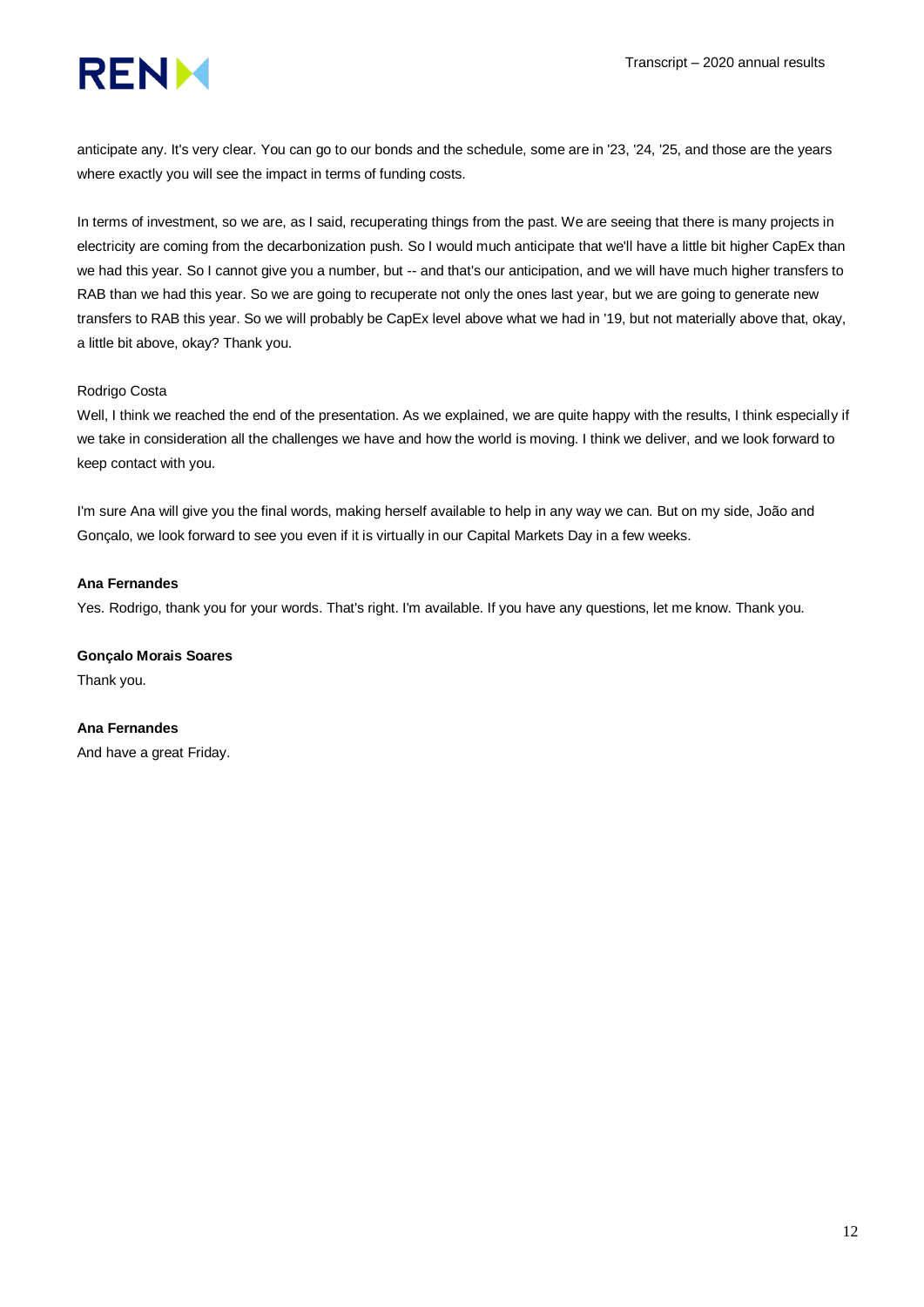anticipate any. It's very clear. You can go to our bonds and the schedule, some are in '23, '24, '25, and those are the years where exactly you will see the impact in terms of funding costs.

In terms of investment, so we are, as I said, recuperating things from the past. We are seeing that there is many projects in electricity are coming from the decarbonization push. So I would much anticipate that we'll have a little bit higher CapEx than we had this year. So I cannot give you a number, but -- and that's our anticipation, and we will have much higher transfers to RAB than we had this year. So we are going to recuperate not only the ones last year, but we are going to generate new transfers to RAB this year. So we will probably be CapEx level above what we had in '19, but not materially above that, okay, a little bit above, okay? Thank you.

Rodrigo Costa

Well, I think we reached the end of the presentation. As we explained, we are quite happy with the results, I think especially if we take in consideration all the challenges we have and how the world is moving. I think we deliver, and we look forward to keep contact with you.

I'm sure Ana will give you the final words, making herself available to help in any way we can. But on my side, João and Gonçalo, we look forward to see you even if it is virtually in our Capital Markets Day in a few weeks.

**Ana Fernandes**

Yes. Rodrigo, thank you for your words. That's right. I'm available. If you have any questions, let me know. Thank you.

**Gonçalo Morais Soares**

Thank you.

**Ana Fernandes**

And have a great Friday.